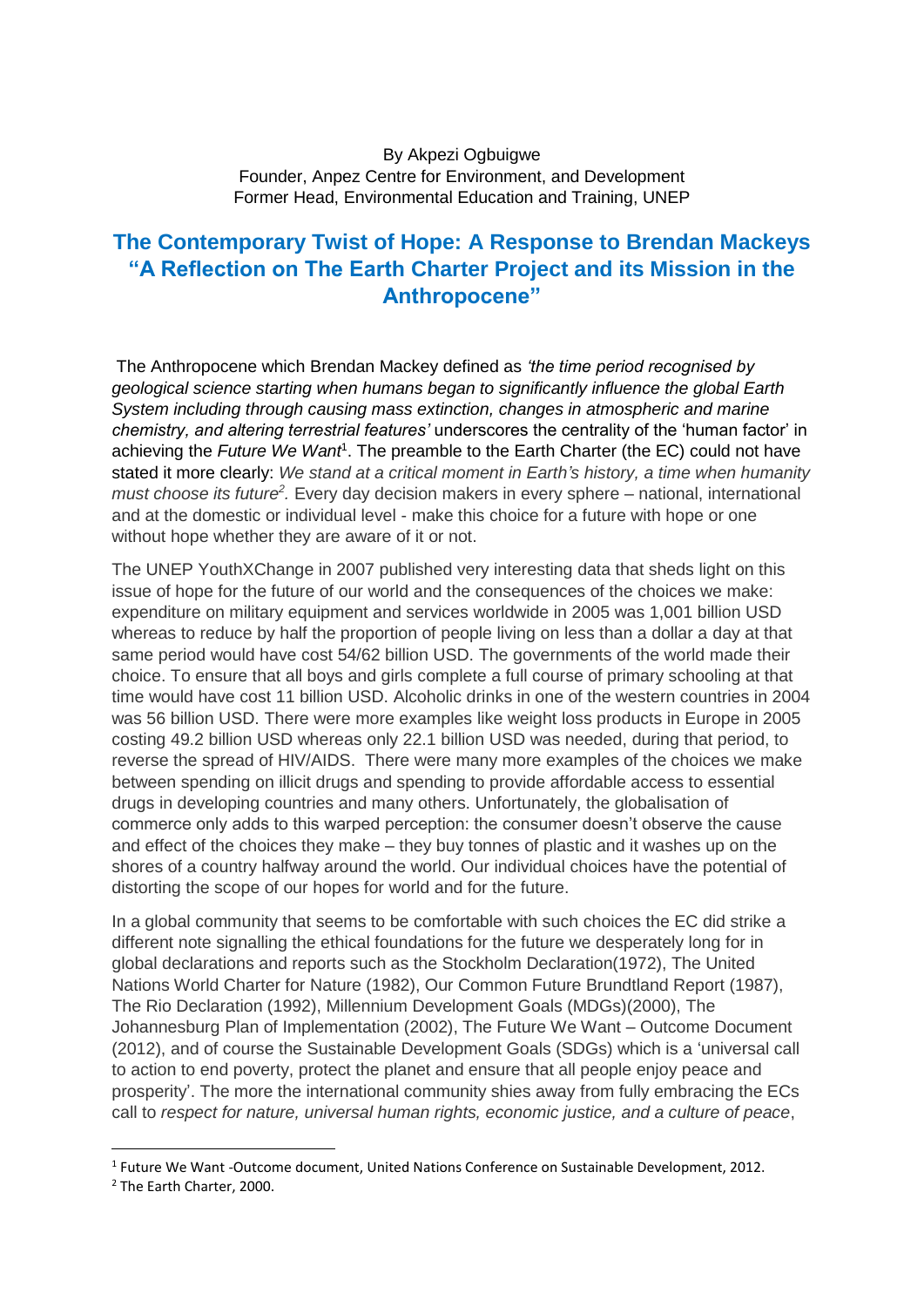By Akpezi Ogbuigwe
Founder, Anpez Centre for Environment, and Development
Former Head, Environmental Education and Training, UNEP

# The Contemporary Twist of Hope: A Response to Brendan Mackeys "A Reflection on The Earth Charter Project and its Mission in the Anthropocene"

The Anthropocene which Brendan Mackey defined as *'the time period recognised by geological science starting when humans began to significantly influence the global Earth System including through causing mass extinction, changes in atmospheric and marine chemistry, and altering terrestrial features'* underscores the centrality of the 'human factor' in achieving the *Future We Want*[1]. The preamble to the Earth Charter (the EC) could not have stated it more clearly: *We stand at a critical moment in Earth's history, a time when humanity must choose its future*[2]. Every day decision makers in every sphere – national, international and at the domestic or individual level - make this choice for a future with hope or one without hope whether they are aware of it or not.

The UNEP YouthXChange in 2007 published very interesting data that sheds light on this issue of hope for the future of our world and the consequences of the choices we make: expenditure on military equipment and services worldwide in 2005 was 1,001 billion USD whereas to reduce by half the proportion of people living on less than a dollar a day at that same period would have cost 54/62 billion USD. The governments of the world made their choice. To ensure that all boys and girls complete a full course of primary schooling at that time would have cost 11 billion USD. Alcoholic drinks in one of the western countries in 2004 was 56 billion USD. There were more examples like weight loss products in Europe in 2005 costing 49.2 billion USD whereas only 22.1 billion USD was needed, during that period, to reverse the spread of HIV/AIDS. There were many more examples of the choices we make between spending on illicit drugs and spending to provide affordable access to essential drugs in developing countries and many others. Unfortunately, the globalisation of commerce only adds to this warped perception: the consumer doesn't observe the cause and effect of the choices they make – they buy tonnes of plastic and it washes up on the shores of a country halfway around the world. Our individual choices have the potential of distorting the scope of our hopes for world and for the future.

In a global community that seems to be comfortable with such choices the EC did strike a different note signalling the ethical foundations for the future we desperately long for in global declarations and reports such as the Stockholm Declaration(1972), The United Nations World Charter for Nature (1982), Our Common Future Brundtland Report (1987), The Rio Declaration (1992), Millennium Development Goals (MDGs)(2000), The Johannesburg Plan of Implementation (2002), The Future We Want – Outcome Document (2012), and of course the Sustainable Development Goals (SDGs) which is a 'universal call to action to end poverty, protect the planet and ensure that all people enjoy peace and prosperity'. The more the international community shies away from fully embracing the ECs call to *respect for nature, universal human rights, economic justice, and a culture of peace*,

---

[1] Future We Want -Outcome document, United Nations Conference on Sustainable Development, 2012.

[2] The Earth Charter, 2000.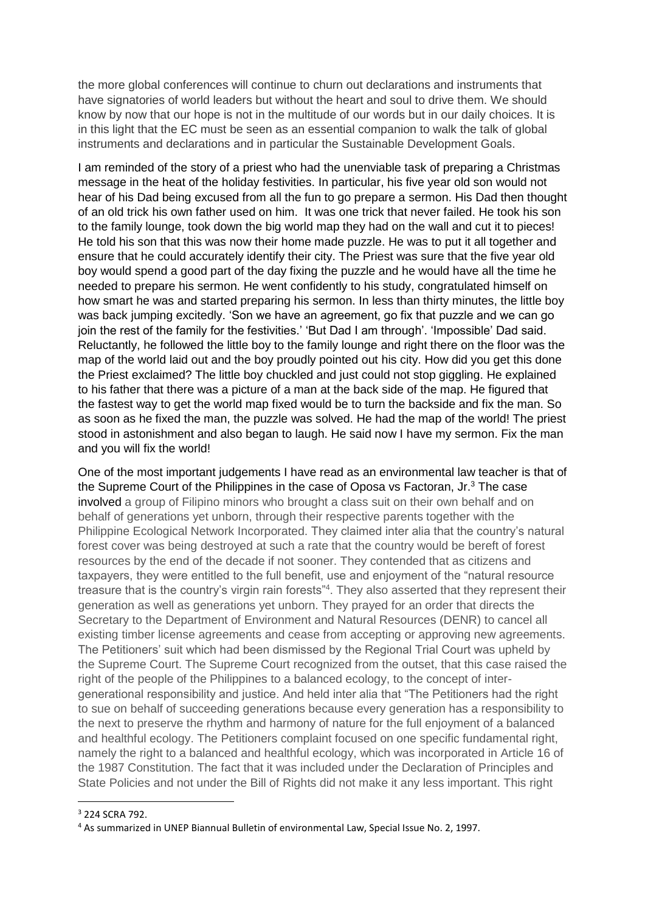the more global conferences will continue to churn out declarations and instruments that have signatories of world leaders but without the heart and soul to drive them. We should know by now that our hope is not in the multitude of our words but in our daily choices. It is in this light that the EC must be seen as an essential companion to walk the talk of global instruments and declarations and in particular the Sustainable Development Goals.

I am reminded of the story of a priest who had the unenviable task of preparing a Christmas message in the heat of the holiday festivities. In particular, his five year old son would not hear of his Dad being excused from all the fun to go prepare a sermon. His Dad then thought of an old trick his own father used on him. It was one trick that never failed. He took his son to the family lounge, took down the big world map they had on the wall and cut it to pieces! He told his son that this was now their home made puzzle. He was to put it all together and ensure that he could accurately identify their city. The Priest was sure that the five year old boy would spend a good part of the day fixing the puzzle and he would have all the time he needed to prepare his sermon. He went confidently to his study, congratulated himself on how smart he was and started preparing his sermon. In less than thirty minutes, the little boy was back jumping excitedly. 'Son we have an agreement, go fix that puzzle and we can go join the rest of the family for the festivities.' 'But Dad I am through'. 'Impossible' Dad said. Reluctantly, he followed the little boy to the family lounge and right there on the floor was the map of the world laid out and the boy proudly pointed out his city. How did you get this done the Priest exclaimed? The little boy chuckled and just could not stop giggling. He explained to his father that there was a picture of a man at the back side of the map. He figured that the fastest way to get the world map fixed would be to turn the backside and fix the man. So as soon as he fixed the man, the puzzle was solved. He had the map of the world! The priest stood in astonishment and also began to laugh. He said now I have my sermon. Fix the man and you will fix the world!

One of the most important judgements I have read as an environmental law teacher is that of the Supreme Court of the Philippines in the case of Oposa vs Factoran, Jr.[3] The case involved a group of Filipino minors who brought a class suit on their own behalf and on behalf of generations yet unborn, through their respective parents together with the Philippine Ecological Network Incorporated. They claimed inter alia that the country's natural forest cover was being destroyed at such a rate that the country would be bereft of forest resources by the end of the decade if not sooner. They contended that as citizens and taxpayers, they were entitled to the full benefit, use and enjoyment of the "natural resource treasure that is the country's virgin rain forests"[4]. They also asserted that they represent their generation as well as generations yet unborn. They prayed for an order that directs the Secretary to the Department of Environment and Natural Resources (DENR) to cancel all existing timber license agreements and cease from accepting or approving new agreements. The Petitioners' suit which had been dismissed by the Regional Trial Court was upheld by the Supreme Court. The Supreme Court recognized from the outset, that this case raised the right of the people of the Philippines to a balanced ecology, to the concept of inter-generational responsibility and justice. And held inter alia that "The Petitioners had the right to sue on behalf of succeeding generations because every generation has a responsibility to the next to preserve the rhythm and harmony of nature for the full enjoyment of a balanced and healthful ecology. The Petitioners complaint focused on one specific fundamental right, namely the right to a balanced and healthful ecology, which was incorporated in Article 16 of the 1987 Constitution. The fact that it was included under the Declaration of Principles and State Policies and not under the Bill of Rights did not make it any less important. This right

[3] 224 SCRA 792.

[4] As summarized in UNEP Biannual Bulletin of environmental Law, Special Issue No. 2, 1997.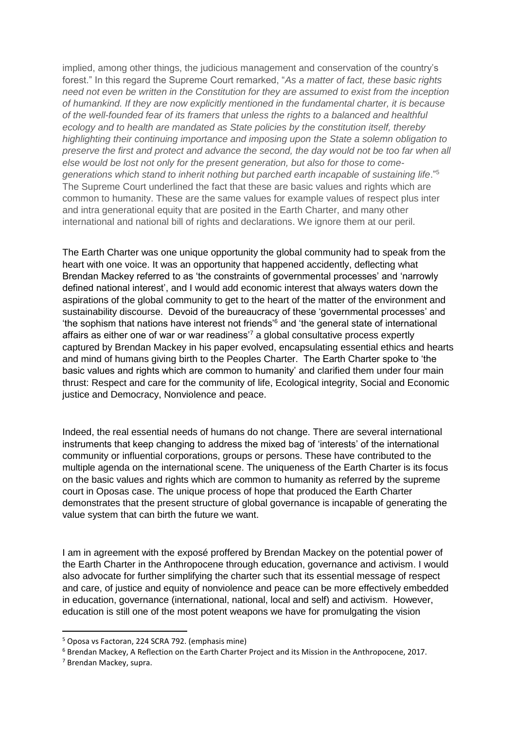implied, among other things, the judicious management and conservation of the country's forest." In this regard the Supreme Court remarked, "*As a matter of fact, these basic rights need not even be written in the Constitution for they are assumed to exist from the inception of humankind. If they are now explicitly mentioned in the fundamental charter, it is because of the well-founded fear of its framers that unless the rights to a balanced and healthful ecology and to health are mandated as State policies by the constitution itself, thereby highlighting their continuing importance and imposing upon the State a solemn obligation to preserve the first and protect and advance the second, the day would not be too far when all else would be lost not only for the present generation, but also for those to come-generations which stand to inherit nothing but parched earth incapable of sustaining life*."[5] The Supreme Court underlined the fact that these are basic values and rights which are common to humanity. These are the same values for example values of respect plus inter and intra generational equity that are posited in the Earth Charter, and many other international and national bill of rights and declarations. We ignore them at our peril.

The Earth Charter was one unique opportunity the global community had to speak from the heart with one voice. It was an opportunity that happened accidently, deflecting what Brendan Mackey referred to as 'the constraints of governmental processes' and 'narrowly defined national interest', and I would add economic interest that always waters down the aspirations of the global community to get to the heart of the matter of the environment and sustainability discourse. Devoid of the bureaucracy of these 'governmental processes' and 'the sophism that nations have interest not friends'[6] and 'the general state of international affairs as either one of war or war readiness'[7] a global consultative process expertly captured by Brendan Mackey in his paper evolved, encapsulating essential ethics and hearts and mind of humans giving birth to the Peoples Charter. The Earth Charter spoke to 'the basic values and rights which are common to humanity' and clarified them under four main thrust: Respect and care for the community of life, Ecological integrity, Social and Economic justice and Democracy, Nonviolence and peace.

Indeed, the real essential needs of humans do not change. There are several international instruments that keep changing to address the mixed bag of 'interests' of the international community or influential corporations, groups or persons. These have contributed to the multiple agenda on the international scene. The uniqueness of the Earth Charter is its focus on the basic values and rights which are common to humanity as referred by the supreme court in Oposas case. The unique process of hope that produced the Earth Charter demonstrates that the present structure of global governance is incapable of generating the value system that can birth the future we want.

I am in agreement with the exposé proffered by Brendan Mackey on the potential power of the Earth Charter in the Anthropocene through education, governance and activism. I would also advocate for further simplifying the charter such that its essential message of respect and care, of justice and equity of nonviolence and peace can be more effectively embedded in education, governance (international, national, local and self) and activism. However, education is still one of the most potent weapons we have for promulgating the vision

---

[5] Oposa vs Factoran, 224 SCRA 792. (emphasis mine)

[6] Brendan Mackey, A Reflection on the Earth Charter Project and its Mission in the Anthropocene, 2017.

[7] Brendan Mackey, supra.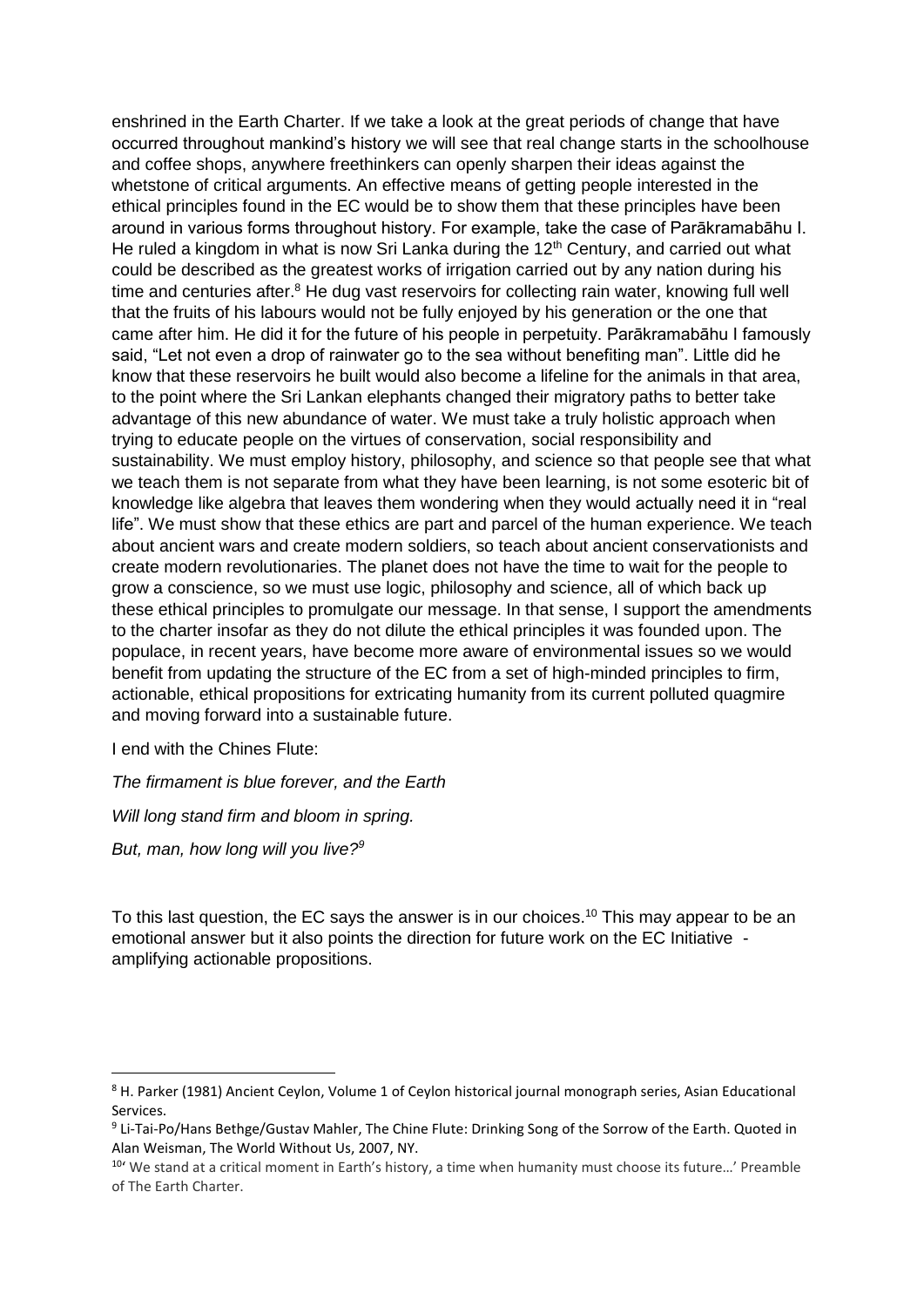enshrined in the Earth Charter. If we take a look at the great periods of change that have occurred throughout mankind's history we will see that real change starts in the schoolhouse and coffee shops, anywhere freethinkers can openly sharpen their ideas against the whetstone of critical arguments. An effective means of getting people interested in the ethical principles found in the EC would be to show them that these principles have been around in various forms throughout history. For example, take the case of Parākramabāhu I. He ruled a kingdom in what is now Sri Lanka during the 12th Century, and carried out what could be described as the greatest works of irrigation carried out by any nation during his time and centuries after.[8] He dug vast reservoirs for collecting rain water, knowing full well that the fruits of his labours would not be fully enjoyed by his generation or the one that came after him. He did it for the future of his people in perpetuity. Parākramabāhu I famously said, "Let not even a drop of rainwater go to the sea without benefiting man". Little did he know that these reservoirs he built would also become a lifeline for the animals in that area, to the point where the Sri Lankan elephants changed their migratory paths to better take advantage of this new abundance of water. We must take a truly holistic approach when trying to educate people on the virtues of conservation, social responsibility and sustainability. We must employ history, philosophy, and science so that people see that what we teach them is not separate from what they have been learning, is not some esoteric bit of knowledge like algebra that leaves them wondering when they would actually need it in "real life". We must show that these ethics are part and parcel of the human experience. We teach about ancient wars and create modern soldiers, so teach about ancient conservationists and create modern revolutionaries. The planet does not have the time to wait for the people to grow a conscience, so we must use logic, philosophy and science, all of which back up these ethical principles to promulgate our message. In that sense, I support the amendments to the charter insofar as they do not dilute the ethical principles it was founded upon. The populace, in recent years, have become more aware of environmental issues so we would benefit from updating the structure of the EC from a set of high-minded principles to firm, actionable, ethical propositions for extricating humanity from its current polluted quagmire and moving forward into a sustainable future.

I end with the Chines Flute:

*The firmament is blue forever, and the Earth*

*Will long stand firm and bloom in spring.*

*But, man, how long will you live?*[9]

To this last question, the EC says the answer is in our choices.[10] This may appear to be an emotional answer but it also points the direction for future work on the EC Initiative - amplifying actionable propositions.

---

[8] H. Parker (1981) Ancient Ceylon, Volume 1 of Ceylon historical journal monograph series, Asian Educational Services.

[9] Li-Tai-Po/Hans Bethge/Gustav Mahler, The Chine Flute: Drinking Song of the Sorrow of the Earth. Quoted in Alan Weisman, The World Without Us, 2007, NY.

[10] ' We stand at a critical moment in Earth's history, a time when humanity must choose its future…' Preamble of The Earth Charter.